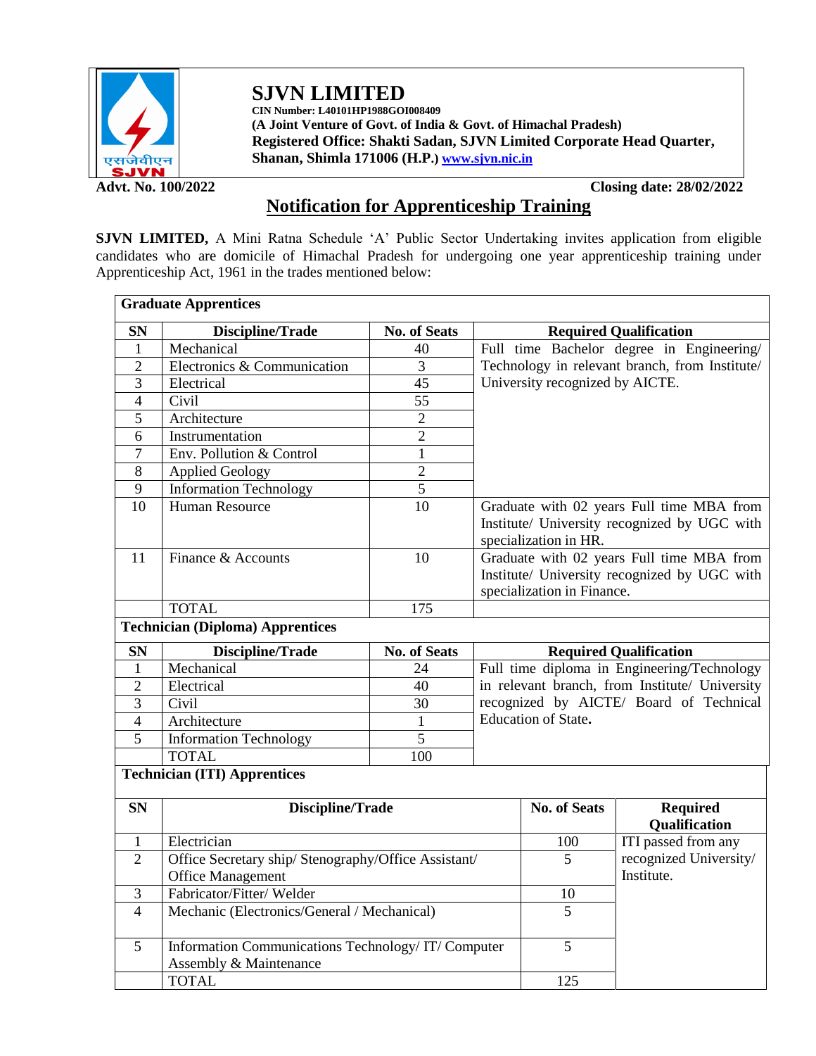# SJVN LIMITED

**CIN Number: L40101HP1988GOI008409**

**(A Joint Venture of Govt. of India & Govt. of Himachal Pradesh)**

**Registered Office: Shakti Sadan, SJVN Limited Corporate Head Quarter, Shanan, Shimla 171006 (H.P.) [www.sjvn.nic.in](www.sjvn.nic.in)**

**Advt. No. 100/2022** | **Closing date: 28/02/2022**

## Notification for Apprenticeship Training

**SJVN LIMITED,** A Mini Ratna Schedule 'A' Public Sector Undertaking invites application from eligible candidates who are domicile of Himachal Pradesh for undergoing one year apprenticeship training under Apprenticeship Act, 1961 in the trades mentioned below:

**Graduate Apprentices**

| SN | Discipline/Trade | No. of Seats | Required Qualification |
|---|---|---|---|
| 1 | Mechanical | 40 | Full time Bachelor degree in Engineering/ Technology in relevant branch, from Institute/ University recognized by AICTE. |
| 2 | Electronics & Communication | 3 | |
| 3 | Electrical | 45 | |
| 4 | Civil | 55 | |
| 5 | Architecture | 2 | |
| 6 | Instrumentation | 2 | |
| 7 | Env. Pollution & Control | 1 | |
| 8 | Applied Geology | 2 | |
| 9 | Information Technology | 5 | |
| 10 | Human Resource | 10 | Graduate with 02 years Full time MBA from Institute/ University recognized by UGC with specialization in HR. |
| 11 | Finance & Accounts | 10 | Graduate with 02 years Full time MBA from Institute/ University recognized by UGC with specialization in Finance. |
| | TOTAL | 175 | |

**Technician (Diploma) Apprentices**

| SN | Discipline/Trade | No. of Seats | Required Qualification |
|---|---|---|---|
| 1 | Mechanical | 24 | Full time diploma in Engineering/Technology in relevant branch, from Institute/ University recognized by AICTE/ Board of Technical Education of State. |
| 2 | Electrical | 40 | |
| 3 | Civil | 30 | |
| 4 | Architecture | 1 | |
| 5 | Information Technology | 5 | |
| | TOTAL | 100 | |

**Technician (ITI) Apprentices**

| SN | Discipline/Trade | No. of Seats | Required Qualification |
|---|---|---|---|
| 1 | Electrician | 100 | ITI passed from any recognized University/ Institute. |
| 2 | Office Secretary ship/ Stenography/Office Assistant/ Office Management | 5 | |
| 3 | Fabricator/Fitter/ Welder | 10 | |
| 4 | Mechanic (Electronics/General / Mechanical) | 5 | |
| 5 | Information Communications Technology/ IT/ Computer Assembly & Maintenance | 5 | |
| | TOTAL | 125 | |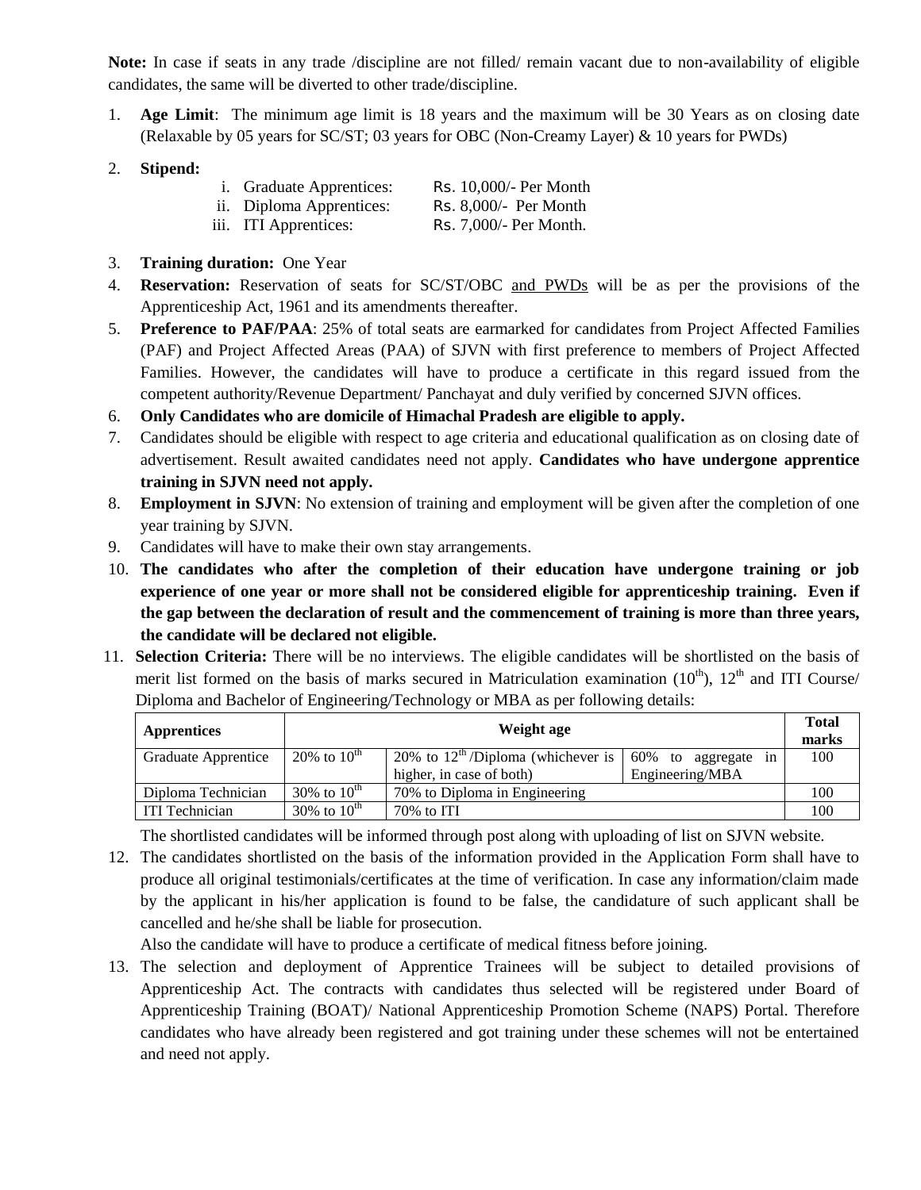**Note:** In case if seats in any trade /discipline are not filled/ remain vacant due to non-availability of eligible candidates, the same will be diverted to other trade/discipline.

1. **Age Limit**: The minimum age limit is 18 years and the maximum will be 30 Years as on closing date (Relaxable by 05 years for SC/ST; 03 years for OBC (Non-Creamy Layer) & 10 years for PWDs)

2. **Stipend:**
   - i. Graduate Apprentices: Rs. 10,000/- Per Month
   - ii. Diploma Apprentices: Rs. 8,000/- Per Month
   - iii. ITI Apprentices: Rs. 7,000/- Per Month.

3. **Training duration:** One Year
4. **Reservation:** Reservation of seats for SC/ST/OBC and PWDs will be as per the provisions of the Apprenticeship Act, 1961 and its amendments thereafter.
5. **Preference to PAF/PAA**: 25% of total seats are earmarked for candidates from Project Affected Families (PAF) and Project Affected Areas (PAA) of SJVN with first preference to members of Project Affected Families. However, the candidates will have to produce a certificate in this regard issued from the competent authority/Revenue Department/ Panchayat and duly verified by concerned SJVN offices.
6. **Only Candidates who are domicile of Himachal Pradesh are eligible to apply.**
7. Candidates should be eligible with respect to age criteria and educational qualification as on closing date of advertisement. Result awaited candidates need not apply. **Candidates who have undergone apprentice training in SJVN need not apply.**
8. **Employment in SJVN**: No extension of training and employment will be given after the completion of one year training by SJVN.
9. Candidates will have to make their own stay arrangements.
10. **The candidates who after the completion of their education have undergone training or job experience of one year or more shall not be considered eligible for apprenticeship training. Even if the gap between the declaration of result and the commencement of training is more than three years, the candidate will be declared not eligible.**
11. **Selection Criteria:** There will be no interviews. The eligible candidates will be shortlisted on the basis of merit list formed on the basis of marks secured in Matriculation examination (10th), 12th and ITI Course/ Diploma and Bachelor of Engineering/Technology or MBA as per following details:

| Apprentices | Weight age | | | Total marks |
|---|---|---|---|---|
| Graduate Apprentice | 20% to 10th | 20% to 12th /Diploma (whichever is higher, in case of both) | 60% to aggregate in Engineering/MBA | 100 |
| Diploma Technician | 30% to 10th | 70% to Diploma in Engineering | | 100 |
| ITI Technician | 30% to 10th | 70% to ITI | | 100 |

   The shortlisted candidates will be informed through post along with uploading of list on SJVN website.

12. The candidates shortlisted on the basis of the information provided in the Application Form shall have to produce all original testimonials/certificates at the time of verification. In case any information/claim made by the applicant in his/her application is found to be false, the candidature of such applicant shall be cancelled and he/she shall be liable for prosecution.

   Also the candidate will have to produce a certificate of medical fitness before joining.

13. The selection and deployment of Apprentice Trainees will be subject to detailed provisions of Apprenticeship Act. The contracts with candidates thus selected will be registered under Board of Apprenticeship Training (BOAT)/ National Apprenticeship Promotion Scheme (NAPS) Portal. Therefore candidates who have already been registered and got training under these schemes will not be entertained and need not apply.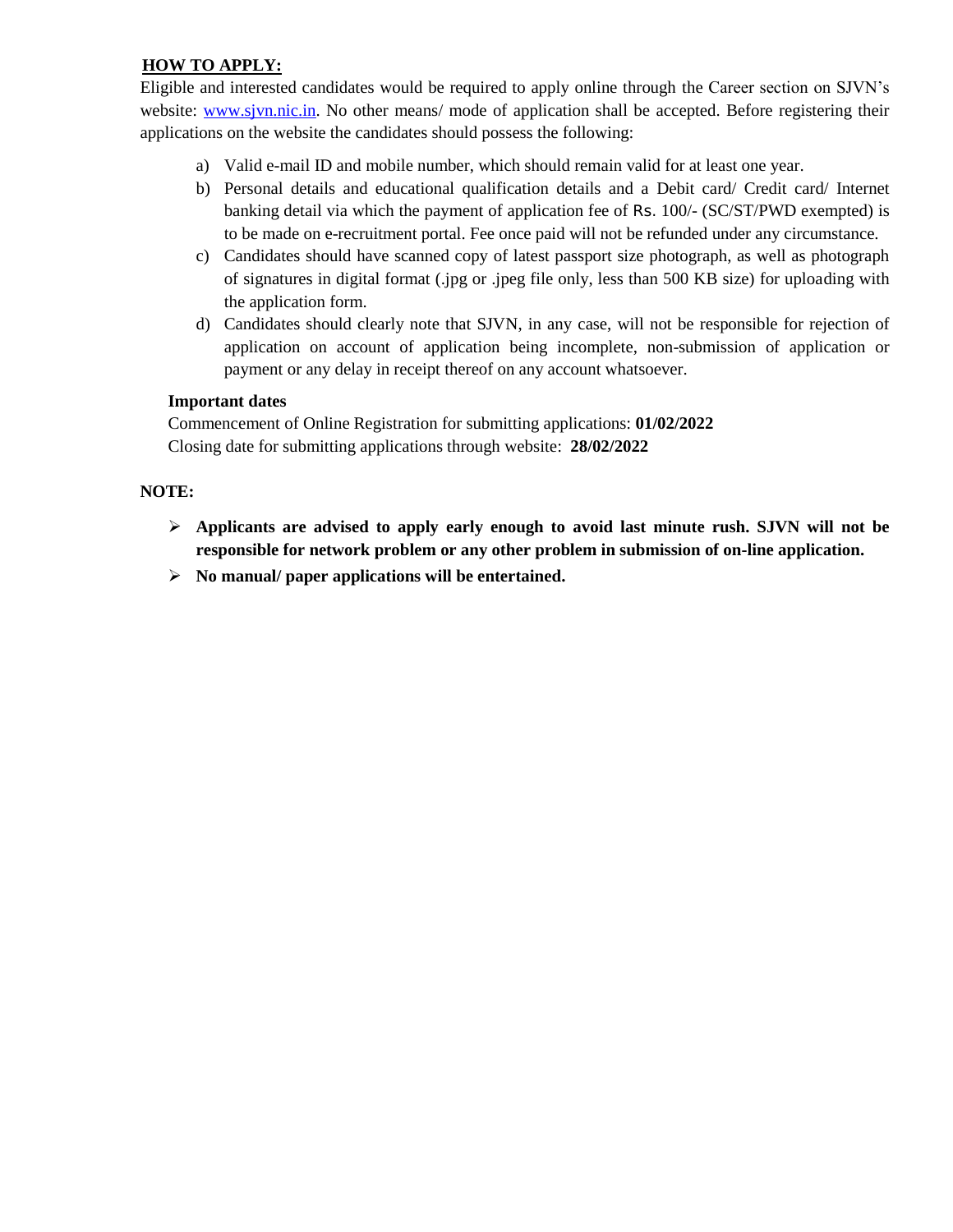## **HOW TO APPLY:**

Eligible and interested candidates would be required to apply online through the Career section on SJVN's website: [www.sjvn.nic.in](http://www.sjvn.nic.in). No other means/ mode of application shall be accepted. Before registering their applications on the website the candidates should possess the following:

a) Valid e-mail ID and mobile number, which should remain valid for at least one year.

b) Personal details and educational qualification details and a Debit card/ Credit card/ Internet banking detail via which the payment of application fee of Rs. 100/- (SC/ST/PWD exempted) is to be made on e-recruitment portal. Fee once paid will not be refunded under any circumstance.

c) Candidates should have scanned copy of latest passport size photograph, as well as photograph of signatures in digital format (.jpg or .jpeg file only, less than 500 KB size) for uploading with the application form.

d) Candidates should clearly note that SJVN, in any case, will not be responsible for rejection of application on account of application being incomplete, non-submission of application or payment or any delay in receipt thereof on any account whatsoever.

**Important dates**

Commencement of Online Registration for submitting applications: **01/02/2022**

Closing date for submitting applications through website: **28/02/2022**

**NOTE:**

- **Applicants are advised to apply early enough to avoid last minute rush. SJVN will not be responsible for network problem or any other problem in submission of on-line application.**
- **No manual/ paper applications will be entertained.**